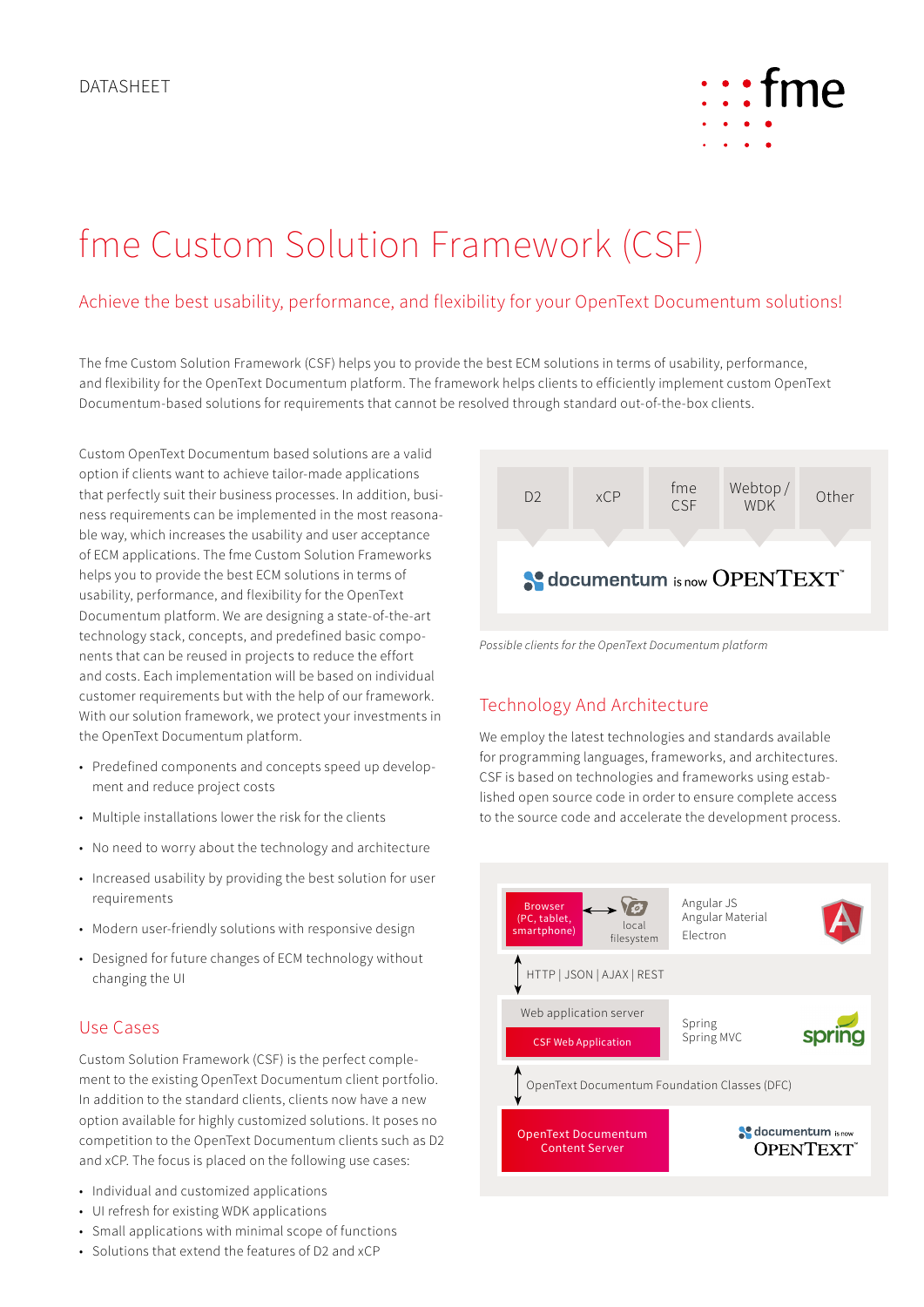DATASHEET

# fme Custom Solution Framework (CSF)

## Achieve the best usability, performance, and flexibility for your OpenText Documentum solutions!

The fme Custom Solution Framework (CSF) helps you to provide the best ECM solutions in terms of usability, performance, and flexibility for the OpenText Documentum platform. The framework helps clients to efficiently implement custom OpenText Documentum-based solutions for requirements that cannot be resolved through standard out-of-the-box clients.

Custom OpenText Documentum based solutions are a valid option if clients want to achieve tailor-made applications that perfectly suit their business processes. In addition, business requirements can be implemented in the most reasonable way, which increases the usability and user acceptance of ECM applications. The fme Custom Solution Frameworks helps you to provide the best ECM solutions in terms of usability, performance, and flexibility for the OpenText Documentum platform. We are designing a state-of-the-art technology stack, concepts, and predefined basic components that can be reused in projects to reduce the effort and costs. Each implementation will be based on individual customer requirements but with the help of our framework. With our solution framework, we protect your investments in the OpenText Documentum platform.

- Predefined components and concepts speed up development and reduce project costs
- Multiple installations lower the risk for the clients
- No need to worry about the technology and architecture
- Increased usability by providing the best solution for user requirements
- Modern user-friendly solutions with responsive design
- Designed for future changes of ECM technology without changing the UI

## Use Cases

Custom Solution Framework (CSF) is the perfect complement to the existing OpenText Documentum client portfolio. In addition to the standard clients, clients now have a new option available for highly customized solutions. It poses no competition to the OpenText Documentum clients such as D2 and xCP. The focus is placed on the following use cases:

- Individual and customized applications
- UI refresh for existing WDK applications
- Small applications with minimal scope of functions
- Solutions that extend the features of D2 and xCP

D2 | xCP | fme CSF | Webtop / WDK | Other

documentum is now OPENTEXT™

*Possible clients for the OpenText Documentum platform*

## Technology And Architecture

We employ the latest technologies and standards available for programming languages, frameworks, and architectures. CSF is based on technologies and frameworks using established open source code in order to ensure complete access to the source code and accelerate the development process.

Browser (PC, tablet, smartphone) ↔ local filesystem — Angular JS, Angular Material, Electron

HTTP | JSON | AJAX | REST

Web application server: CSF Web Application — Spring, Spring MVC

OpenText Documentum Foundation Classes (DFC)

OpenText Documentum Content Server — documentum is now OPENTEXT™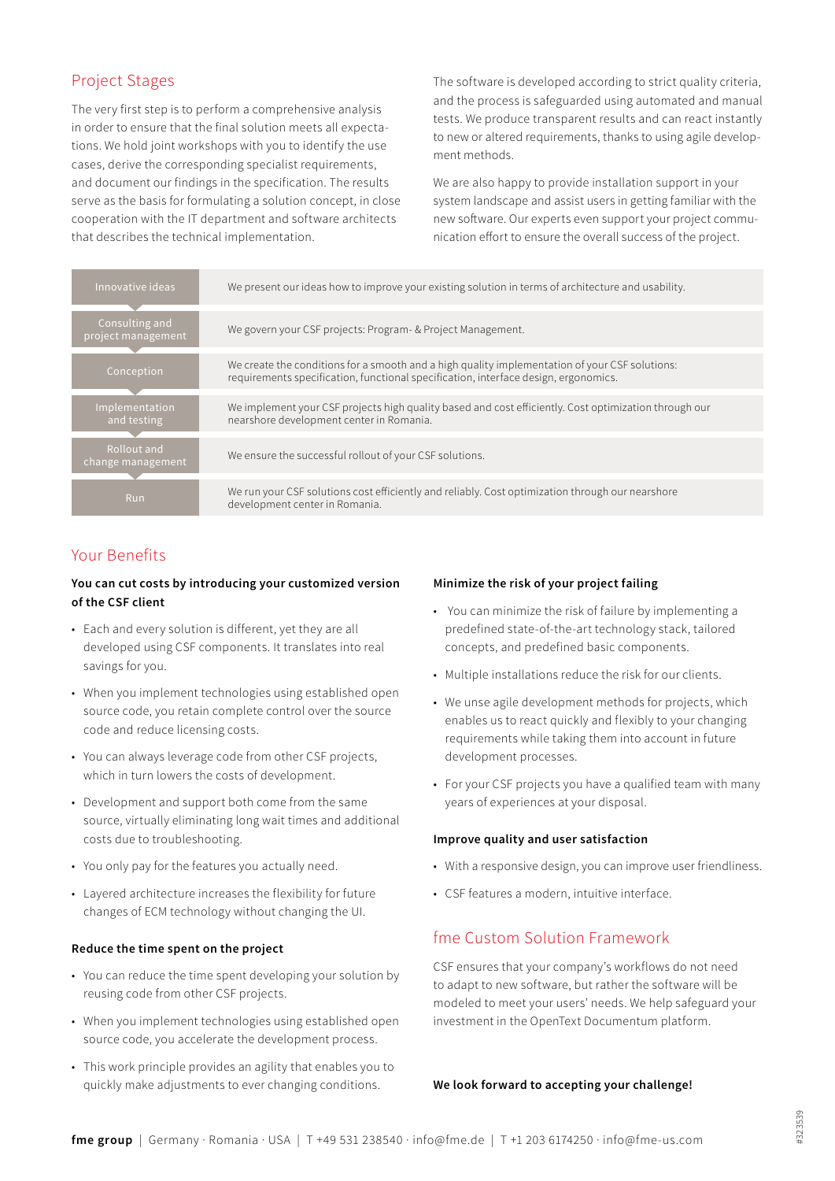## Project Stages

The very first step is to perform a comprehensive analysis in order to ensure that the final solution meets all expectations. We hold joint workshops with you to identify the use cases, derive the corresponding specialist requirements, and document our findings in the specification. The results serve as the basis for formulating a solution concept, in close cooperation with the IT department and software architects that describes the technical implementation.

The software is developed according to strict quality criteria, and the process is safeguarded using automated and manual tests. We produce transparent results and can react instantly to new or altered requirements, thanks to using agile development methods.

We are also happy to provide installation support in your system landscape and assist users in getting familiar with the new software. Our experts even support your project communication effort to ensure the overall success of the project.

| | |
|---|---|
| Innovative ideas | We present our ideas how to improve your existing solution in terms of architecture and usability. |
| Consulting and project management | We govern your CSF projects: Program- & Project Management. |
| Conception | We create the conditions for a smooth and a high quality implementation of your CSF solutions: requirements specification, functional specification, interface design, ergonomics. |
| Implementation and testing | We implement your CSF projects high quality based and cost efficiently. Cost optimization through our nearshore development center in Romania. |
| Rollout and change management | We ensure the successful rollout of your CSF solutions. |
| Run | We run your CSF solutions cost efficiently and reliably. Cost optimization through our nearshore development center in Romania. |

## Your Benefits

**You can cut costs by introducing your customized version of the CSF client**

- Each and every solution is different, yet they are all developed using CSF components. It translates into real savings for you.
- When you implement technologies using established open source code, you retain complete control over the source code and reduce licensing costs.
- You can always leverage code from other CSF projects, which in turn lowers the costs of development.
- Development and support both come from the same source, virtually eliminating long wait times and additional costs due to troubleshooting.
- You only pay for the features you actually need.
- Layered architecture increases the flexibility for future changes of ECM technology without changing the UI.

**Reduce the time spent on the project**

- You can reduce the time spent developing your solution by reusing code from other CSF projects.
- When you implement technologies using established open source code, you accelerate the development process.
- This work principle provides an agility that enables you to quickly make adjustments to ever changing conditions.

**Minimize the risk of your project failing**

- You can minimize the risk of failure by implementing a predefined state-of-the-art technology stack, tailored concepts, and predefined basic components.
- Multiple installations reduce the risk for our clients.
- We unse agile development methods for projects, which enables us to react quickly and flexibly to your changing requirements while taking them into account in future development processes.
- For your CSF projects you have a qualified team with many years of experiences at your disposal.

**Improve quality and user satisfaction**

- With a responsive design, you can improve user friendliness.
- CSF features a modern, intuitive interface.

## fme Custom Solution Framework

CSF ensures that your company's workflows do not need to adapt to new software, but rather the software will be modeled to meet your users' needs. We help safeguard your investment in the OpenText Documentum platform.

**We look forward to accepting your challenge!**

**fme group** | Germany · Romania · USA | T +49 531 238540 · info@fme.de | T +1 203 6174250 · info@fme-us.com